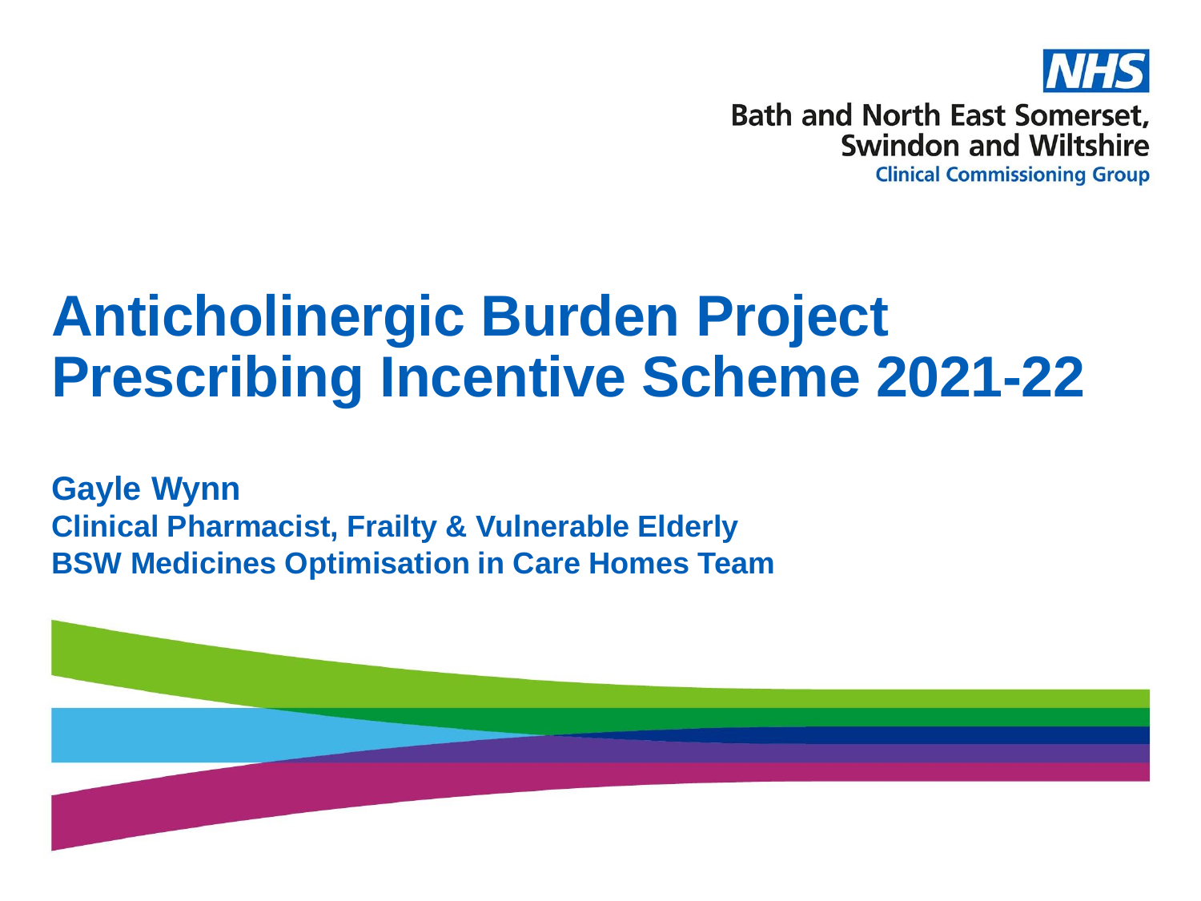NHS

Bath and North East Somerset,
Swindon and Wiltshire
Clinical Commissioning Group

# Anticholinergic Burden Project Prescribing Incentive Scheme 2021-22

**Gayle Wynn**
**Clinical Pharmacist, Frailty & Vulnerable Elderly**
**BSW Medicines Optimisation in Care Homes Team**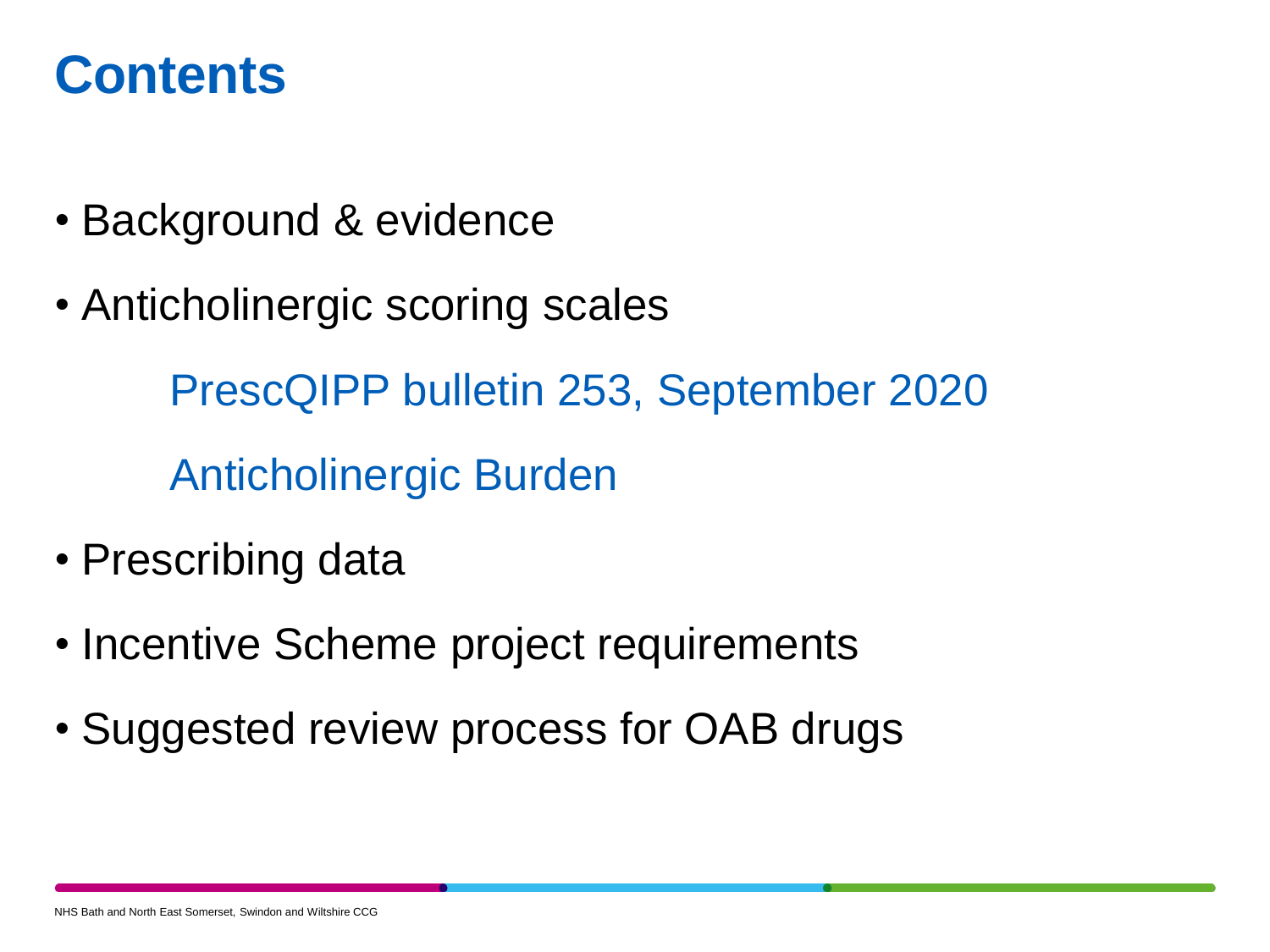# Contents

- Background & evidence
- Anticholinergic scoring scales
  - PrescQIPP bulletin 253, September 2020
  - Anticholinergic Burden
- Prescribing data
- Incentive Scheme project requirements
- Suggested review process for OAB drugs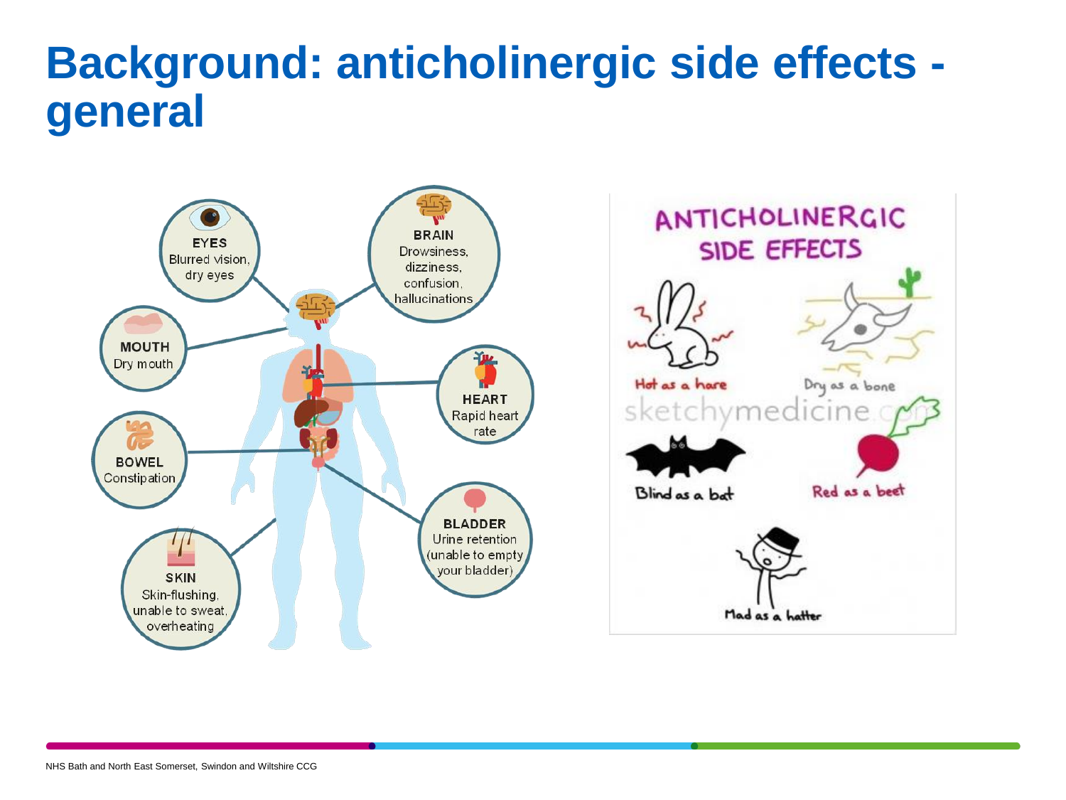# Background: anticholinergic side effects - general

**EYES**
Blurred vision, dry eyes

**BRAIN**
Drowsiness, dizziness, confusion, hallucinations

**MOUTH**
Dry mouth

**HEART**
Rapid heart rate

**BOWEL**
Constipation

**BLADDER**
Urine retention (unable to empty your bladder)

**SKIN**
Skin-flushing, unable to sweat, overheating

ANTICHOLINERGIC SIDE EFFECTS

- Hot as a hare
- Dry as a bone
- Blind as a bat
- Red as a beet
- Mad as a hatter

sketchymedicine.com

NHS Bath and North East Somerset, Swindon and Wiltshire CCG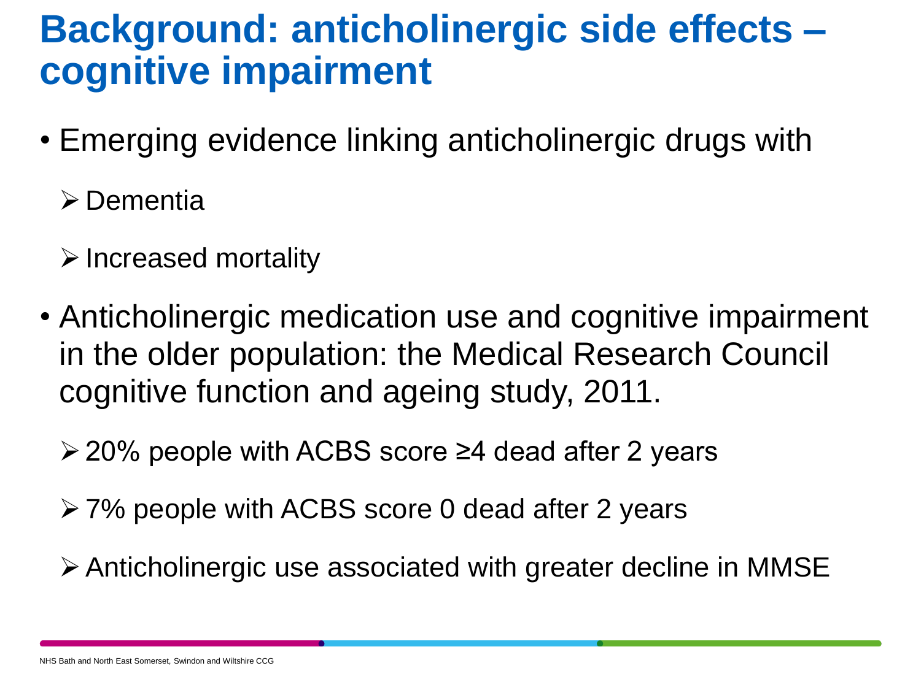# Background: anticholinergic side effects – cognitive impairment

- Emerging evidence linking anticholinergic drugs with
  - Dementia
  - Increased mortality
- Anticholinergic medication use and cognitive impairment in the older population: the Medical Research Council cognitive function and ageing study, 2011.
  - 20% people with ACBS score ≥4 dead after 2 years
  - 7% people with ACBS score 0 dead after 2 years
  - Anticholinergic use associated with greater decline in MMSE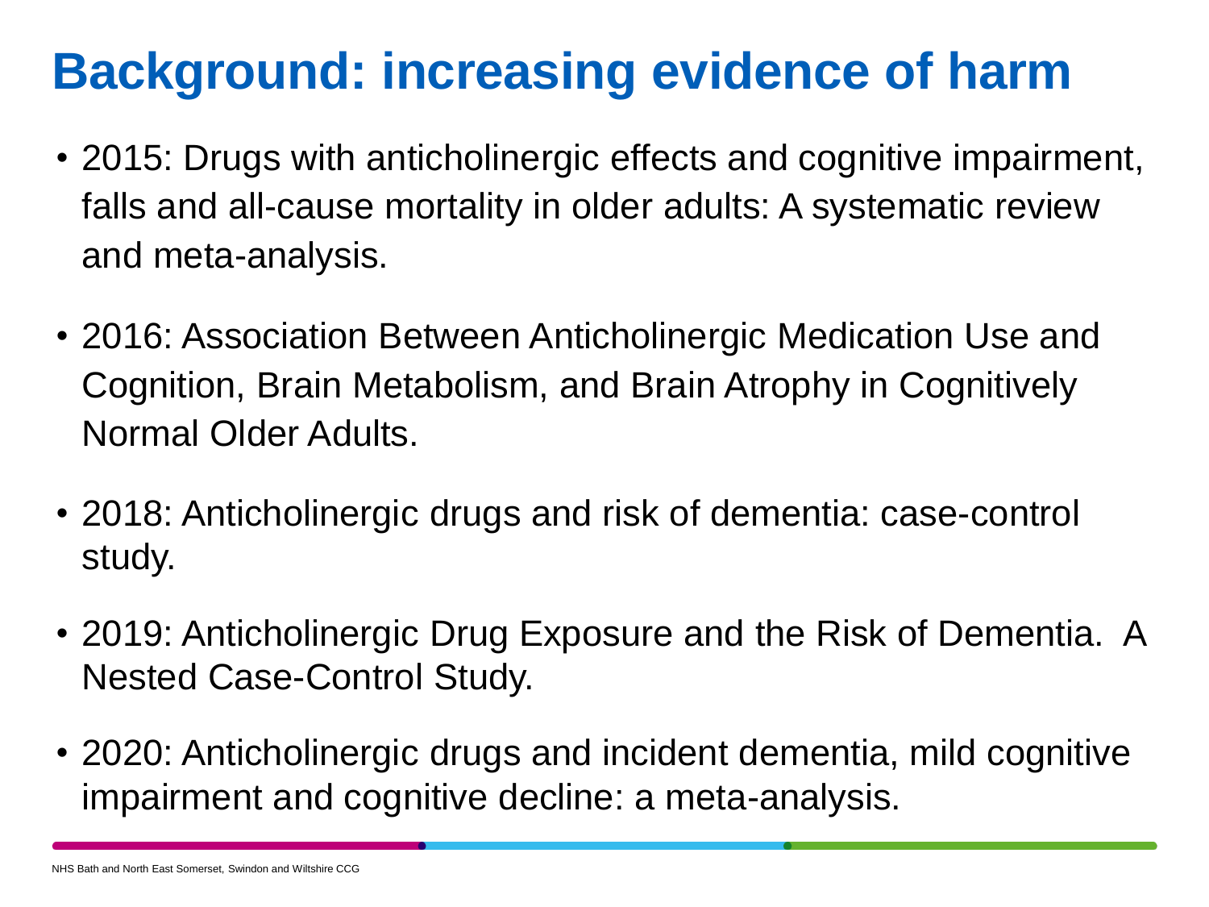# Background: increasing evidence of harm

- 2015: Drugs with anticholinergic effects and cognitive impairment, falls and all-cause mortality in older adults: A systematic review and meta-analysis.
- 2016: Association Between Anticholinergic Medication Use and Cognition, Brain Metabolism, and Brain Atrophy in Cognitively Normal Older Adults.
- 2018: Anticholinergic drugs and risk of dementia: case-control study.
- 2019: Anticholinergic Drug Exposure and the Risk of Dementia. A Nested Case-Control Study.
- 2020: Anticholinergic drugs and incident dementia, mild cognitive impairment and cognitive decline: a meta-analysis.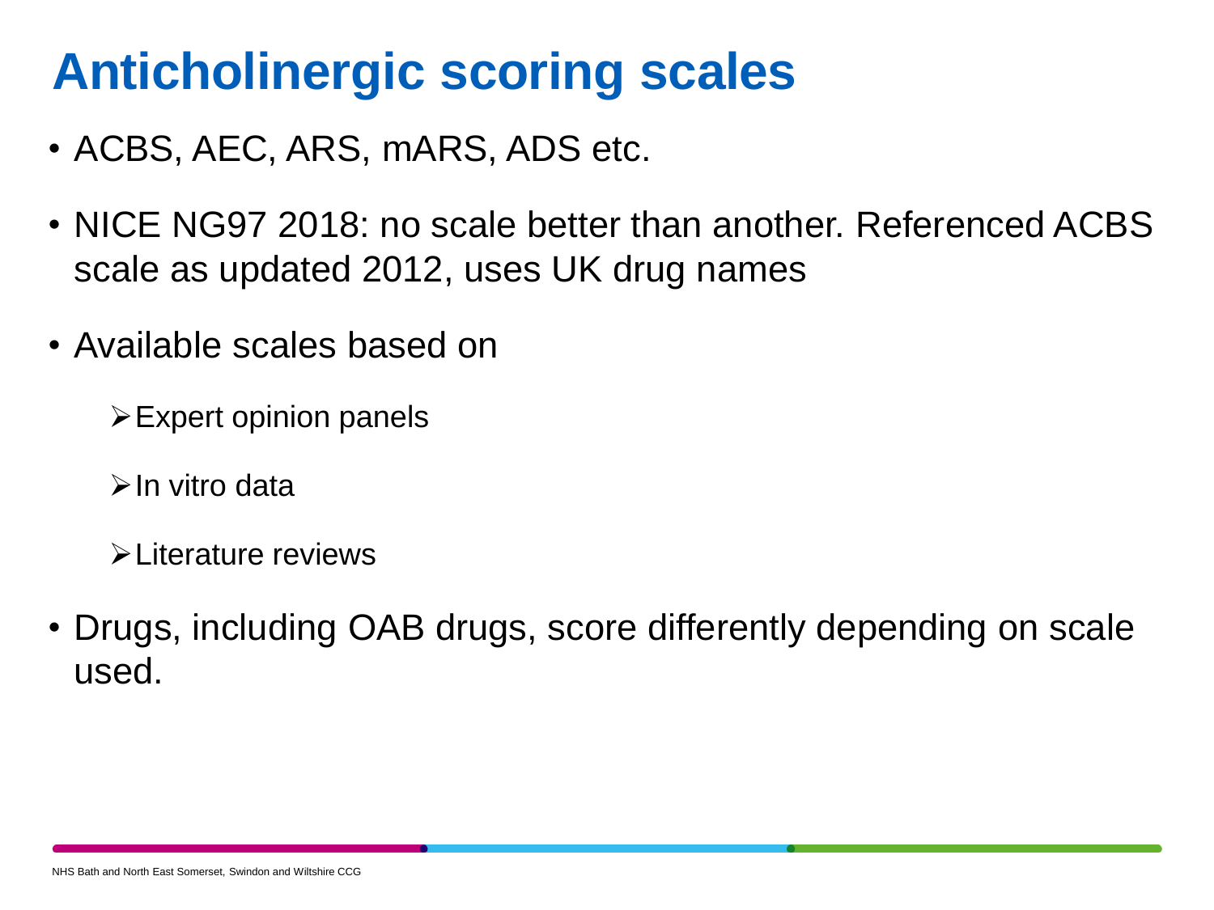# Anticholinergic scoring scales

- ACBS, AEC, ARS, mARS, ADS etc.
- NICE NG97 2018: no scale better than another. Referenced ACBS scale as updated 2012, uses UK drug names
- Available scales based on
  - Expert opinion panels
  - In vitro data
  - Literature reviews
- Drugs, including OAB drugs, score differently depending on scale used.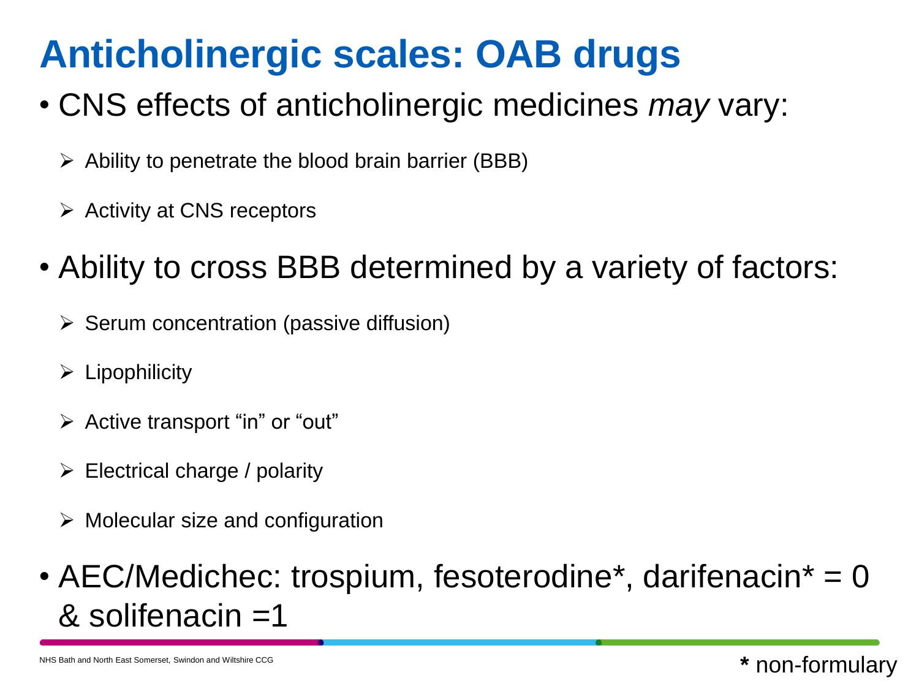# Anticholinergic scales: OAB drugs

- CNS effects of anticholinergic medicines *may* vary:
  - Ability to penetrate the blood brain barrier (BBB)
  - Activity at CNS receptors
- Ability to cross BBB determined by a variety of factors:
  - Serum concentration (passive diffusion)
  - Lipophilicity
  - Active transport "in" or "out"
  - Electrical charge / polarity
  - Molecular size and configuration
- AEC/Medichec: trospium, fesoterodine*, darifenacin* = 0 & solifenacin =1

**\*** non-formulary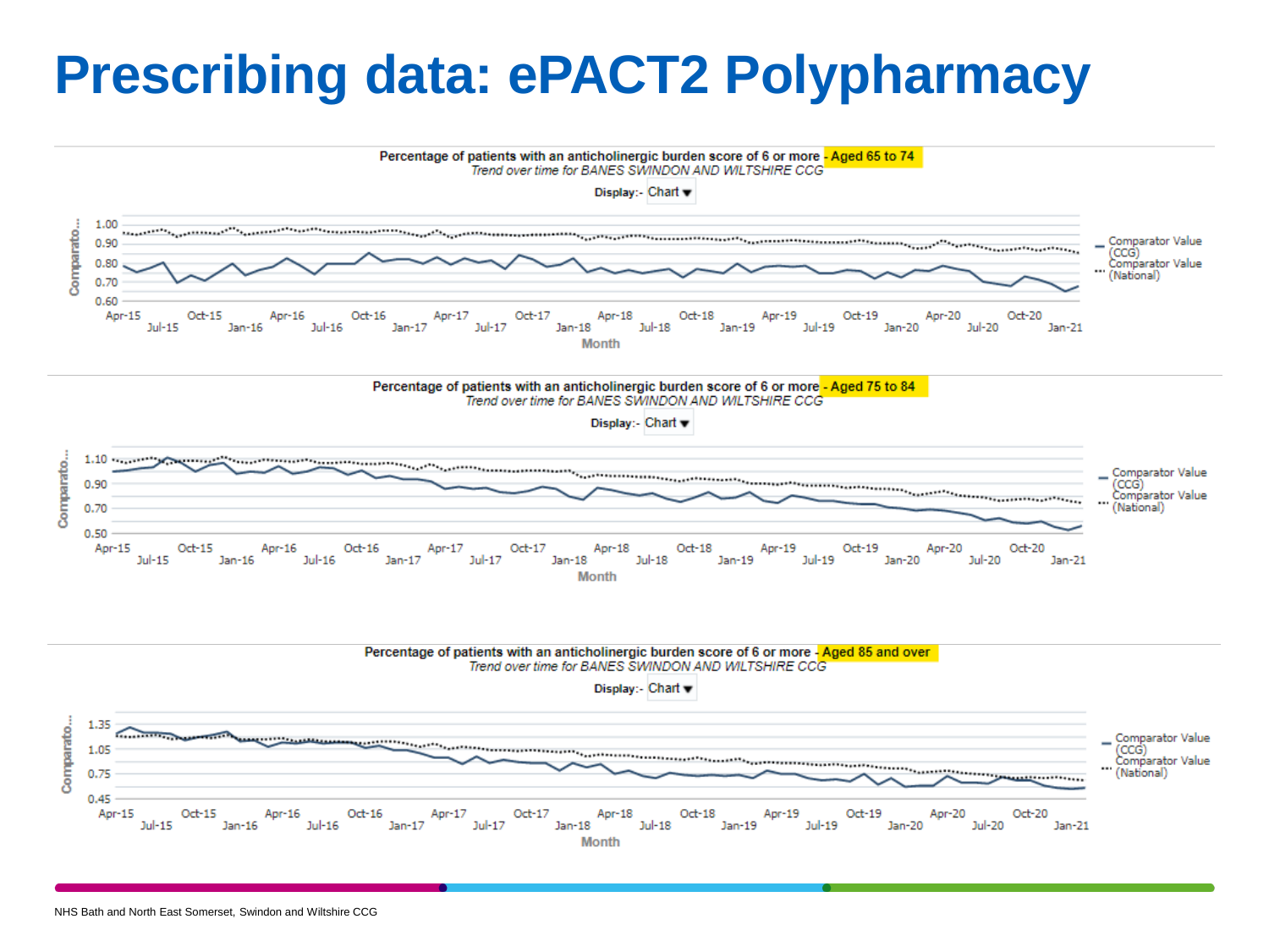# Prescribing data: ePACT2 Polypharmacy

**Percentage of patients with an anticholinergic burden score of 6 or more - Aged 65 to 74**

*Trend over time for BANES SWINDON AND WILTSHIRE CCG*

Display:- Chart

Comparato...

1.00, 0.90, 0.80, 0.70, 0.60

Apr-15, Jul-15, Oct-15, Jan-16, Apr-16, Jul-16, Oct-16, Jan-17, Apr-17, Jul-17, Oct-17, Jan-18, Apr-18, Jul-18, Oct-18, Jan-19, Apr-19, Jul-19, Oct-19, Jan-20, Apr-20, Jul-20, Oct-20, Jan-21

Month

- Comparator Value (CCG)
- Comparator Value (National)

**Percentage of patients with an anticholinergic burden score of 6 or more - Aged 75 to 84**

*Trend over time for BANES SWINDON AND WILTSHIRE CCG*

Display:- Chart

Comparato...

1.10, 0.90, 0.70, 0.50

Apr-15, Jul-15, Oct-15, Jan-16, Apr-16, Jul-16, Oct-16, Jan-17, Apr-17, Jul-17, Oct-17, Jan-18, Apr-18, Jul-18, Oct-18, Jan-19, Apr-19, Jul-19, Oct-19, Jan-20, Apr-20, Jul-20, Oct-20, Jan-21

Month

- Comparator Value (CCG)
- Comparator Value (National)

**Percentage of patients with an anticholinergic burden score of 6 or more - Aged 85 and over**

*Trend over time for BANES SWINDON AND WILTSHIRE CCG*

Display:- Chart

Comparato...

1.35, 1.05, 0.75, 0.45

Apr-15, Jul-15, Oct-15, Jan-16, Apr-16, Jul-16, Oct-16, Jan-17, Apr-17, Jul-17, Oct-17, Jan-18, Apr-18, Jul-18, Oct-18, Jan-19, Apr-19, Jul-19, Oct-19, Jan-20, Apr-20, Jul-20, Oct-20, Jan-21

Month

- Comparator Value (CCG)
- Comparator Value (National)

NHS Bath and North East Somerset, Swindon and Wiltshire CCG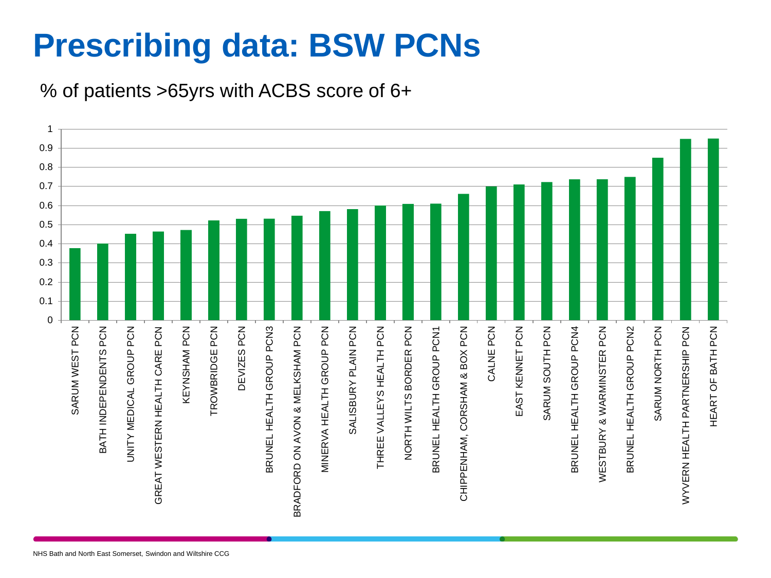# Prescribing data: BSW PCNs

% of patients >65yrs with ACBS score of 6+

| PCN | Value |
|---|---|
| SARUM WEST PCN | 0.375 |
| BATH INDEPENDENTS PCN | 0.40 |
| UNITY MEDICAL GROUP PCN | 0.45 |
| GREAT WESTERN HEALTH CARE PCN | 0.46 |
| KEYNSHAM PCN | 0.47 |
| TROWBRIDGE PCN | 0.52 |
| DEVIZES PCN | 0.53 |
| BRUNEL HEALTH GROUP PCN3 | 0.53 |
| BRADFORD ON AVON & MELKSHAM PCN | 0.545 |
| MINERVA HEALTH GROUP PCN | 0.57 |
| SALISBURY PLAIN PCN | 0.58 |
| THREE VALLEYS HEALTH PCN | 0.60 |
| NORTH WILTS BORDER PCN | 0.61 |
| BRUNEL HEALTH GROUP PCN1 | 0.61 |
| CHIPPENHAM, CORSHAM & BOX PCN | 0.66 |
| CALNE PCN | 0.70 |
| EAST KENNET PCN | 0.71 |
| SARUM SOUTH PCN | 0.72 |
| BRUNEL HEALTH GROUP PCN4 | 0.735 |
| WESTBURY & WARMINSTER PCN | 0.735 |
| BRUNEL HEALTH GROUP PCN2 | 0.75 |
| SARUM NORTH PCN | 0.85 |
| WYVERN HEALTH PARTNERSHIP PCN | 0.95 |
| HEART OF BATH PCN | 0.95 |

NHS Bath and North East Somerset, Swindon and Wiltshire CCG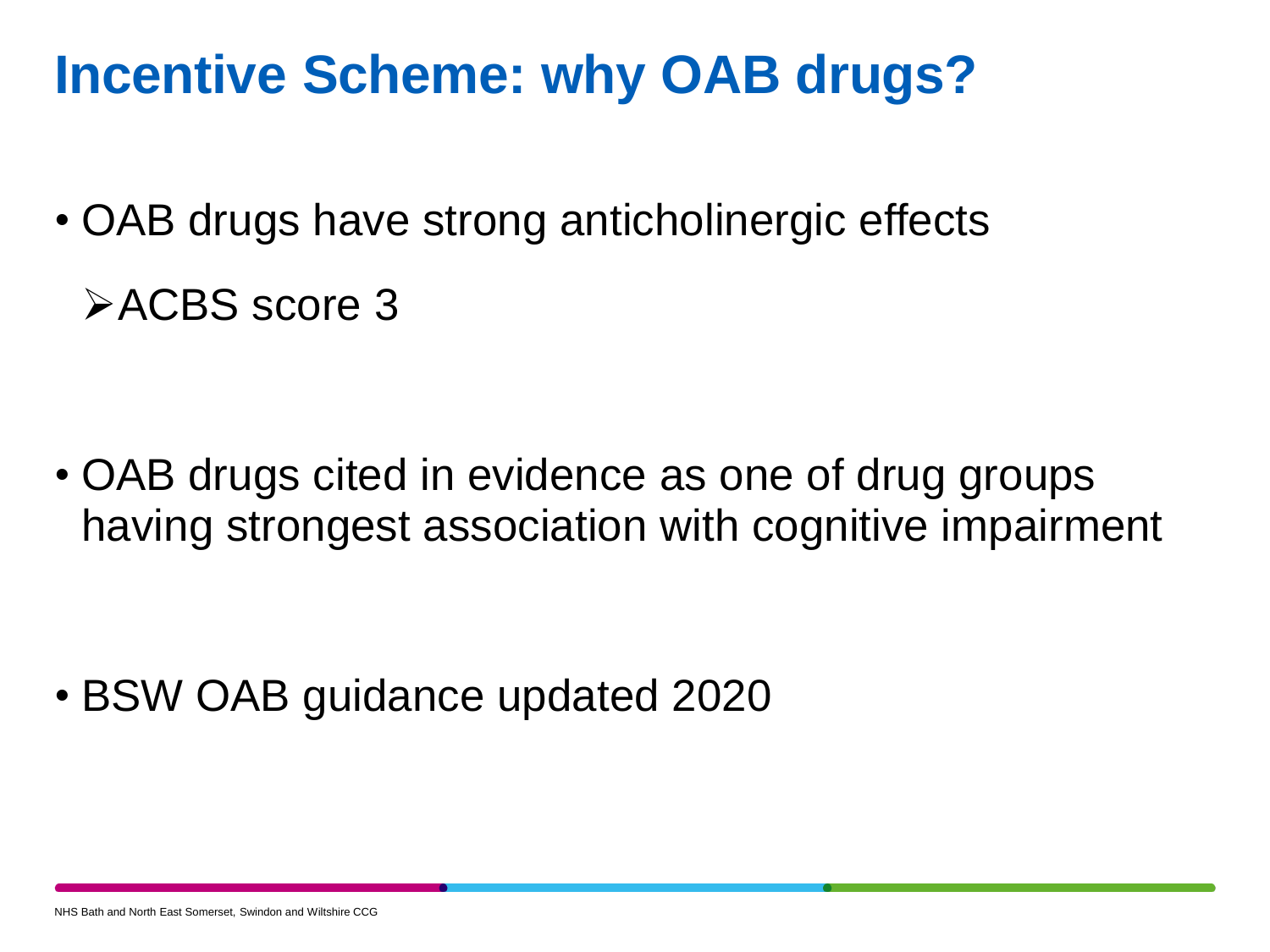# Incentive Scheme: why OAB drugs?

- OAB drugs have strong anticholinergic effects
  - ACBS score 3

- OAB drugs cited in evidence as one of drug groups having strongest association with cognitive impairment

- BSW OAB guidance updated 2020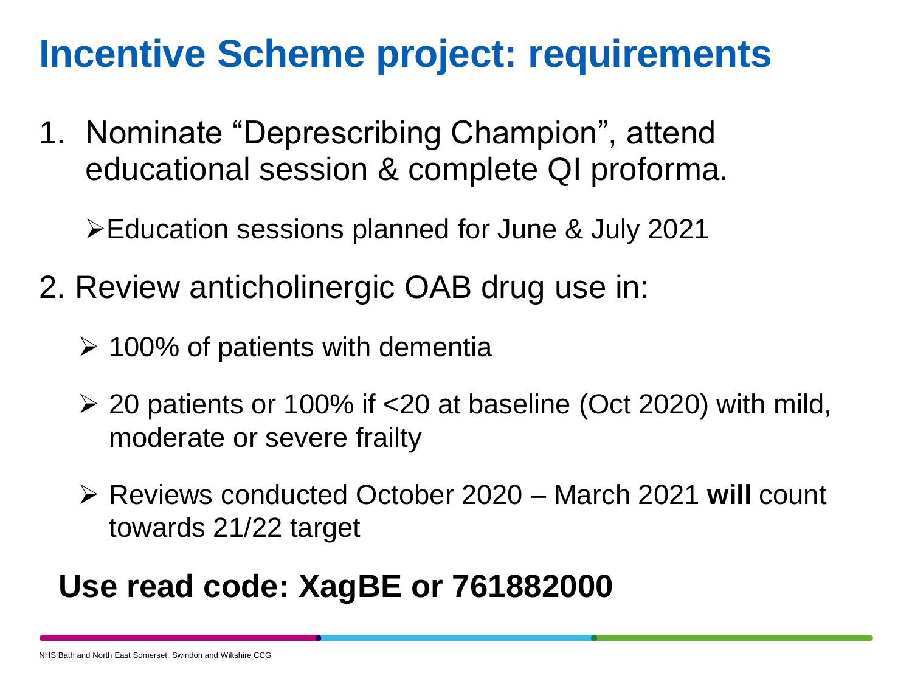# Incentive Scheme project: requirements

1. Nominate "Deprescribing Champion", attend educational session & complete QI proforma.

   - Education sessions planned for June & July 2021

2. Review anticholinergic OAB drug use in:

   - 100% of patients with dementia
   - 20 patients or 100% if <20 at baseline (Oct 2020) with mild, moderate or severe frailty
   - Reviews conducted October 2020 – March 2021 **will** count towards 21/22 target

**Use read code: XagBE or 761882000**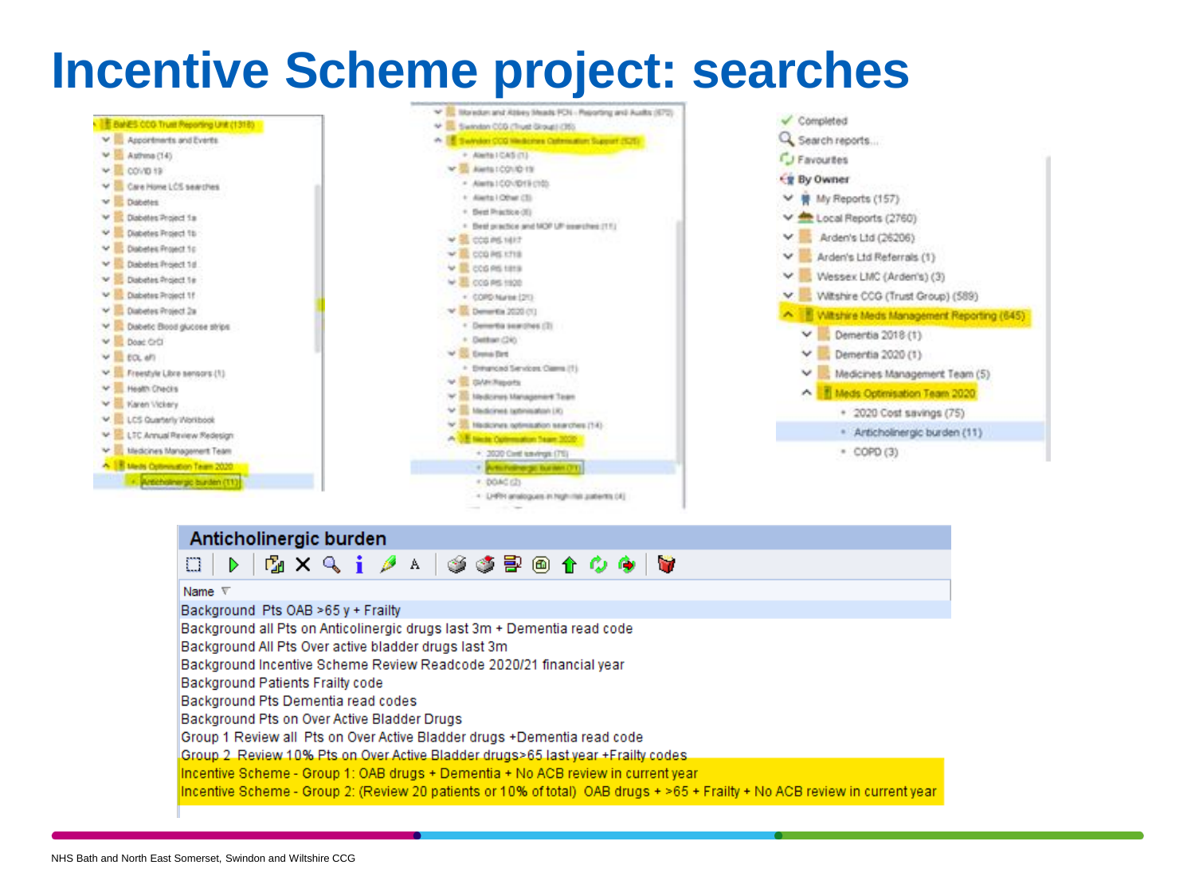# Incentive Scheme project: searches

- BaNES CCG Trust Reporting Unit (1318)
  - Appointments and Events
  - Asthma (14)
  - COVID 19
  - Care Home LCS searches
  - Diabetes
  - Diabetes Project 1a
  - Diabetes Project 1b
  - Diabetes Project 1c
  - Diabetes Project 1d
  - Diabetes Project 1e
  - Diabetes Project 1f
  - Diabetes Project 2a
  - Diabetic Blood glucose strips
  - Doac CrCl
  - EOL eFI
  - Freestyle Libre sensors (1)
  - Health Checks
  - Karen Vickery
  - LCS Quarterly Workbook
  - LTC Annual Review Redesign
  - Medicines Management Team
  - Meds Optimisation Team 2020
    - Anticholinergic burden (11)

- Moredon and Abbey Meads PCN - Reporting and Audits (675)
- Swindon CCG (Trust Group) (35)
- Swindon CCG Medicines Optimisation Support (525)
  - Alerts I CAS (1)
  - Alerts I COVID 19
    - Alerts I COVID19 (10)
    - Alerts I Other (3)
    - Best Practice (8)
    - Best practice and MOP UP searches (11)
  - CCG PIS 1617
  - CCG PIS 1718
  - CCG PIS 1819
  - CCG PIS 1920
    - COPD Nurse (21)
  - Dementia 2020 (1)
    - Dementia searches (3)
    - Dietitian (24)
  - Emma Birt
    - Enhanced Services Claims (1)
  - GWH Reports
  - Medicines Management Team
  - Medicines optimisation (4)
  - Medicines optimisation searches (14)
  - Meds Optimisation Team 2020
    - 2020 Cost savings (75)
    - Anticholinergic burden (11)
    - DOAC (2)
    - LHRH analogues in high risk patients (4)

- Completed
- Search reports...
- Favourites
- By Owner
  - My Reports (157)
  - Local Reports (2760)
  - Arden's Ltd (26206)
  - Arden's Ltd Referrals (1)
  - Wessex LMC (Arden's) (3)
  - Wiltshire CCG (Trust Group) (589)
  - Wiltshire Meds Management Reporting (645)
    - Dementia 2018 (1)
    - Dementia 2020 (1)
    - Medicines Management Team (5)
    - Meds Optimisation Team 2020
      - 2020 Cost savings (75)
      - Anticholinergic burden (11)
      - COPD (3)

## Anticholinergic burden

| Name |
|---|
| Background Pts OAB >65 y + Frailty |
| Background all Pts on Anticolinergic drugs last 3m + Dementia read code |
| Background All Pts Over active bladder drugs last 3m |
| Background Incentive Scheme Review Readcode 2020/21 financial year |
| Background Patients Frailty code |
| Background Pts Dementia read codes |
| Background Pts on Over Active Bladder Drugs |
| Group 1 Review all Pts on Over Active Bladder drugs +Dementia read code |
| Group 2 Review 10% Pts on Over Active Bladder drugs>65 last year +Frailty codes |
| Incentive Scheme - Group 1: OAB drugs + Dementia + No ACB review in current year |
| Incentive Scheme - Group 2: (Review 20 patients or 10% of total) OAB drugs + >65 + Frailty + No ACB review in current year |

NHS Bath and North East Somerset, Swindon and Wiltshire CCG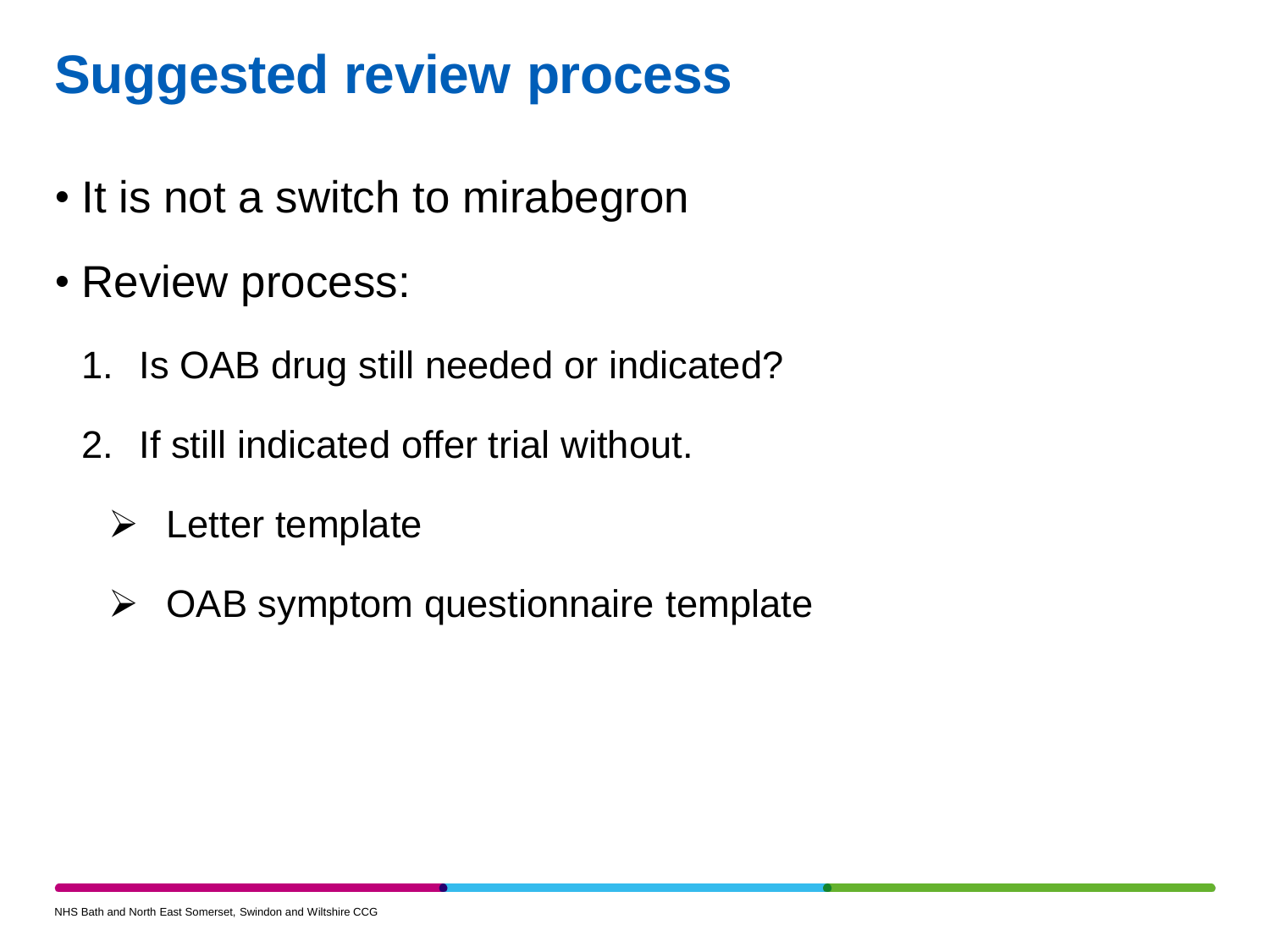# Suggested review process

- It is not a switch to mirabegron
- Review process:
  1. Is OAB drug still needed or indicated?
  2. If still indicated offer trial without.
     - Letter template
     - OAB symptom questionnaire template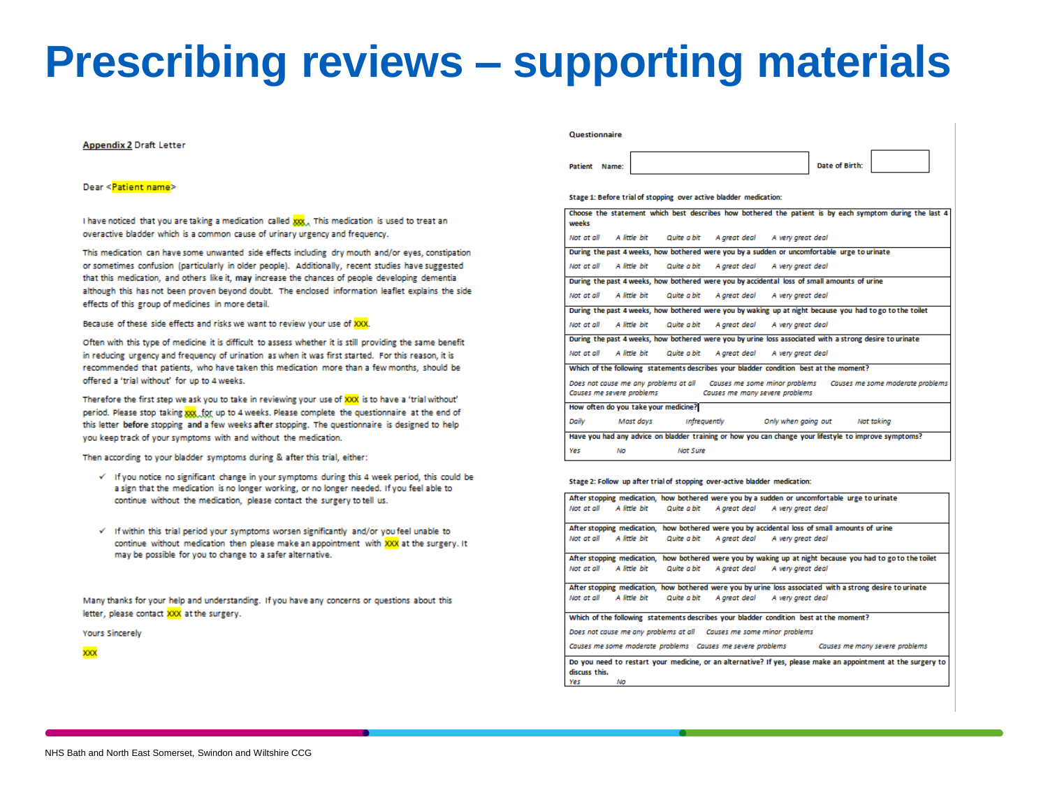# Prescribing reviews – supporting materials

**Appendix 2** Draft Letter

Dear <Patient name>

I have noticed that you are taking a medication called xxx. This medication is used to treat an overactive bladder which is a common cause of urinary urgency and frequency.

This medication can have some unwanted side effects including dry mouth and/or eyes, constipation or sometimes confusion (particularly in older people). Additionally, recent studies have suggested that this medication, and others like it, **may** increase the chances of people developing dementia although this has not been proven beyond doubt. The enclosed information leaflet explains the side effects of this group of medicines in more detail.

Because of these side effects and risks we want to review your use of XXX.

Often with this type of medicine it is difficult to assess whether it is still providing the same benefit in reducing urgency and frequency of urination as when it was first started. For this reason, it is recommended that patients, who have taken this medication more than a few months, should be offered a 'trial without' for up to 4 weeks.

Therefore the first step we ask you to take in reviewing your use of XXX is to have a 'trial without' period. Please stop taking xxx for up to 4 weeks. Please complete the questionnaire at the end of this letter **before** stopping **and** a few weeks **after** stopping. The questionnaire is designed to help you keep track of your symptoms with and without the medication.

Then according to your bladder symptoms during & after this trial, either:

- ✓ If you notice no significant change in your symptoms during this 4 week period, this could be a sign that the medication is no longer working, or no longer needed. If you feel able to continue without the medication, please contact the surgery to tell us.
- ✓ If within this trial period your symptoms worsen significantly and/or you feel unable to continue without medication then please make an appointment with XXX at the surgery. It may be possible for you to change to a safer alternative.

Many thanks for your help and understanding. If you have any concerns or questions about this letter, please contact XXX at the surgery.

Yours Sincerely

XXX

**Questionnaire**

**Patient Name:** ______________________ **Date of Birth:** __________

**Stage 1: Before trial of stopping over active bladder medication:**

| Choose the statement which best describes how bothered the patient is by each symptom during the last 4 weeks |
|---|
| *Not at all* &nbsp; *A little bit* &nbsp; *Quite a bit* &nbsp; *A great deal* &nbsp; *A very great deal* |
| **During the past 4 weeks, how bothered were you by a sudden or uncomfortable urge to urinate** |
| *Not at all* &nbsp; *A little bit* &nbsp; *Quite a bit* &nbsp; *A great deal* &nbsp; *A very great deal* |
| **During the past 4 weeks, how bothered were you by accidental loss of small amounts of urine** |
| *Not at all* &nbsp; *A little bit* &nbsp; *Quite a bit* &nbsp; *A great deal* &nbsp; *A very great deal* |
| **During the past 4 weeks, how bothered were you by waking up at night because you had to go to the toilet** |
| *Not at all* &nbsp; *A little bit* &nbsp; *Quite a bit* &nbsp; *A great deal* &nbsp; *A very great deal* |
| **During the past 4 weeks, how bothered were you by urine loss associated with a strong desire to urinate** |
| *Not at all* &nbsp; *A little bit* &nbsp; *Quite a bit* &nbsp; *A great deal* &nbsp; *A very great deal* |
| **Which of the following statements describes your bladder condition best at the moment?** |
| *Does not cause me any problems at all* &nbsp; *Causes me some minor problems* &nbsp; *Causes me some moderate problems* &nbsp; *Causes me severe problems* &nbsp; *Causes me many severe problems* |
| **How often do you take your medicine?** |
| *Daily* &nbsp; *Most days* &nbsp; *Infrequently* &nbsp; *Only when going out* &nbsp; *Not taking* |
| **Have you had any advice on bladder training or how you can change your lifestyle to improve symptoms?** |
| *Yes* &nbsp; *No* &nbsp; *Not Sure* |

**Stage 2: Follow up after trial of stopping over-active bladder medication:**

| After stopping medication, how bothered were you by a sudden or uncomfortable urge to urinate |
|---|
| *Not at all* &nbsp; *A little bit* &nbsp; *Quite a bit* &nbsp; *A great deal* &nbsp; *A very great deal* |
| **After stopping medication, how bothered were you by accidental loss of small amounts of urine** |
| *Not at all* &nbsp; *A little bit* &nbsp; *Quite a bit* &nbsp; *A great deal* &nbsp; *A very great deal* |
| **After stopping medication, how bothered were you by waking up at night because you had to go to the toilet** |
| *Not at all* &nbsp; *A little bit* &nbsp; *Quite a bit* &nbsp; *A great deal* &nbsp; *A very great deal* |
| **After stopping medication, how bothered were you by urine loss associated with a strong desire to urinate** |
| *Not at all* &nbsp; *A little bit* &nbsp; *Quite a bit* &nbsp; *A great deal* &nbsp; *A very great deal* |
| **Which of the following statements describes your bladder condition best at the moment?** |
| *Does not cause me any problems at all* &nbsp; *Causes me some minor problems* &nbsp; *Causes me some moderate problems* &nbsp; *Causes me severe problems* &nbsp; *Causes me many severe problems* |
| **Do you need to restart your medicine, or an alternative? If yes, please make an appointment at the surgery to discuss this.** |
| *Yes* &nbsp; *No* |

NHS Bath and North East Somerset, Swindon and Wiltshire CCG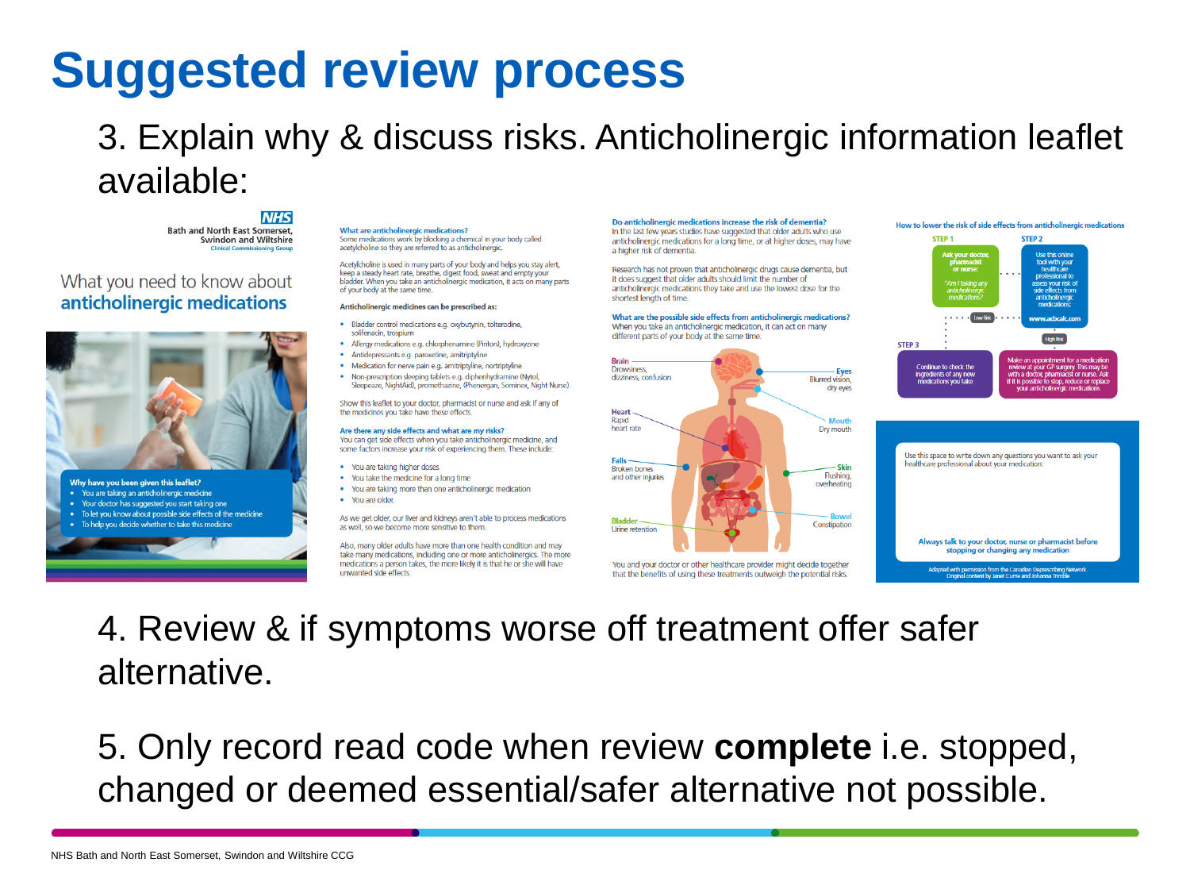# Suggested review process

3. Explain why & discuss risks. Anticholinergic information leaflet available:

NHS
Bath and North East Somerset, Swindon and Wiltshire
Clinical Commissioning Group

What you need to know about **anticholinergic medications**

**Why have you been given this leaflet?**

- You are taking an anticholinergic medicine
- Your doctor has suggested you start taking one
- To let you know about possible side effects of the medicine
- To help you decide whether to take this medicine

**What are anticholinergic medications?**
Some medications work by blocking a chemical in your body called acetylcholine so they are referred to as anticholinergic.

Acetylcholine is used in many parts of your body and helps you stay alert, keep a steady heart rate, breathe, digest food, sweat and empty your bladder. When you take an anticholinergic medication, it acts on many parts of your body at the same time.

**Anticholinergic medicines can be prescribed as:**

- Bladder control medications e.g. oxybutynin, tolterodine, solifenacin, trospium
- Allergy medications e.g. chlorphenamine (Piriton), hydroxyzine
- Antidepressants e.g. paroxetine, amitriptyline
- Medication for nerve pain e.g. amitriptyline, nortriptyline
- Non-prescription sleeping tablets e.g. diphenhydramine (Nytol, Sleepeaze, NightAid), promethazine, (Phenergan, Sominex, Night Nurse).

Show this leaflet to your doctor, pharmacist or nurse and ask if any of the medicines you take have these effects.

**Are there any side effects and what are my risks?**
You can get side effects when you take anticholinergic medicine, and some factors increase your risk of experiencing them. These include:

- You are taking higher doses
- You take the medicine for a long time
- You are taking more than one anticholinergic medication
- You are older.

As we get older, our liver and kidneys aren't able to process medications as well, so we become more sensitive to them.

Also, many older adults have more than one health condition and may take many medications, including one or more anticholinergics. The more medications a person takes, the more likely it is that he or she will have unwanted side effects.

**Do anticholinergic medications increase the risk of dementia?**
In the last few years studies have suggested that older adults who use anticholinergic medications for a long time, or at higher doses, may have a higher risk of dementia.

Research has not proven that anticholinergic drugs cause dementia, but it does suggest that older adults should limit the number of anticholinergic medications they take and use the lowest dose for the shortest length of time.

**What are the possible side effects from anticholinergic medications?**
When you take an anticholinergic medication, it can act on many different parts of your body at the same time.

- **Brain** – Drowsiness, dizziness, confusion
- **Eyes** – Blurred vision, dry eyes
- **Heart** – Rapid heart rate
- **Mouth** – Dry mouth
- **Falls** – Broken bones and other injuries
- **Skin** – Flushing, overheating
- **Bladder** – Urine retention
- **Bowel** – Constipation

You and your doctor or other healthcare provider might decide together that the benefits of using these treatments outweigh the potential risks.

**How to lower the risk of side effects from anticholinergic medications**

STEP 1: Ask your doctor, pharmacist or nurse: "Am I taking any anticholinergic medications?"

STEP 2: Use this online tool with your healthcare professional to assess your risk of side effects from anticholinergic medications: www.acbcalc.com

Low Risk / High Risk

STEP 3: Continue to check the ingredients of any new medications you take / Make an appointment for a medication review at your GP surgery. This may be with a doctor, pharmacist or nurse. Ask if it is possible to stop, reduce or replace your anticholinergic medications

Use this space to write down any questions you want to ask your healthcare professional about your medication:

**Always talk to your doctor, nurse or pharmacist before stopping or changing any medication**

Adapted with permission from the Canadian Deprescribing Network. Original content by Janet Currie and Johanna Trimble

4. Review & if symptoms worse off treatment offer safer alternative.

5. Only record read code when review **complete** i.e. stopped, changed or deemed essential/safer alternative not possible.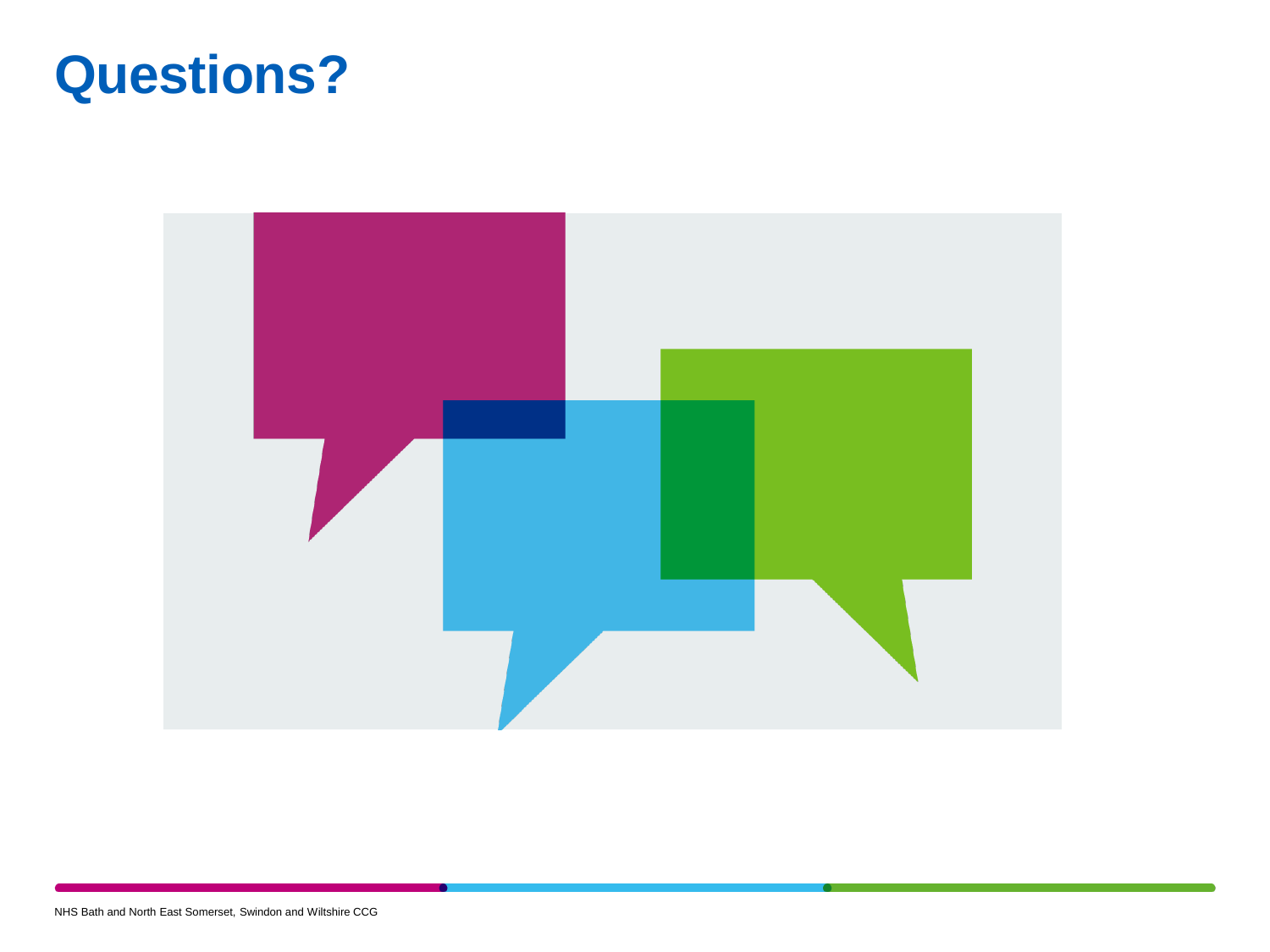# Questions?